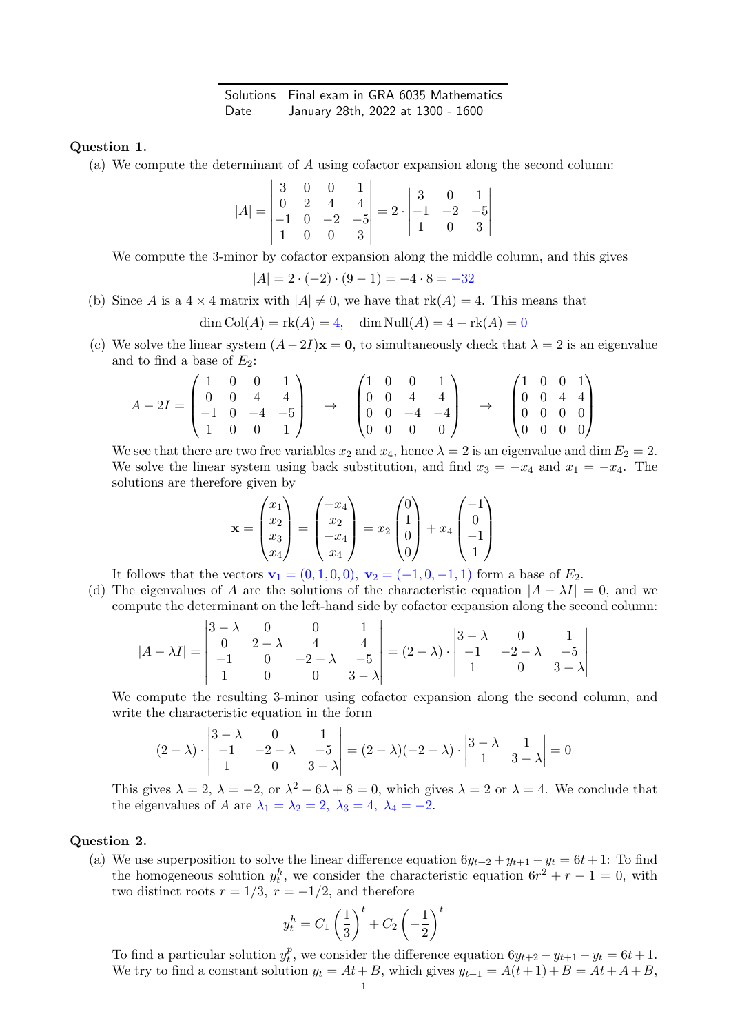| Solutions | Final exam in GRA 6035 Mathematics |
|---|---|
| Date | January 28th, 2022 at 1300 - 1600 |

**Question 1.**

(a) We compute the determinant of $A$ using cofactor expansion along the second column:

$$|A| = \begin{vmatrix} 3 & 0 & 0 & 1 \\ 0 & 2 & 4 & 4 \\ -1 & 0 & -2 & -5 \\ 1 & 0 & 0 & 3 \end{vmatrix} = 2 \cdot \begin{vmatrix} 3 & 0 & 1 \\ -1 & -2 & -5 \\ 1 & 0 & 3 \end{vmatrix}$$

We compute the 3-minor by cofactor expansion along the middle column, and this gives

$$|A| = 2 \cdot (-2) \cdot (9-1) = -4 \cdot 8 = -32$$

(b) Since $A$ is a $4 \times 4$ matrix with $|A| \neq 0$, we have that $\text{rk}(A) = 4$. This means that

$$\dim \text{Col}(A) = \text{rk}(A) = 4, \quad \dim \text{Null}(A) = 4 - \text{rk}(A) = 0$$

(c) We solve the linear system $(A - 2I)\mathbf{x} = \mathbf{0}$, to simultaneously check that $\lambda = 2$ is an eigenvalue and to find a base of $E_2$:

$$A - 2I = \begin{pmatrix} 1 & 0 & 0 & 1 \\ 0 & 0 & 4 & 4 \\ -1 & 0 & -4 & -5 \\ 1 & 0 & 0 & 1 \end{pmatrix} \quad \to \quad \begin{pmatrix} 1 & 0 & 0 & 1 \\ 0 & 0 & 4 & 4 \\ 0 & 0 & -4 & -4 \\ 0 & 0 & 0 & 0 \end{pmatrix} \quad \to \quad \begin{pmatrix} 1 & 0 & 0 & 1 \\ 0 & 0 & 4 & 4 \\ 0 & 0 & 0 & 0 \\ 0 & 0 & 0 & 0 \end{pmatrix}$$

We see that there are two free variables $x_2$ and $x_4$, hence $\lambda = 2$ is an eigenvalue and $\dim E_2 = 2$. We solve the linear system using back substitution, and find $x_3 = -x_4$ and $x_1 = -x_4$. The solutions are therefore given by

$$\mathbf{x} = \begin{pmatrix} x_1 \\ x_2 \\ x_3 \\ x_4 \end{pmatrix} = \begin{pmatrix} -x_4 \\ x_2 \\ -x_4 \\ x_4 \end{pmatrix} = x_2 \begin{pmatrix} 0 \\ 1 \\ 0 \\ 0 \end{pmatrix} + x_4 \begin{pmatrix} -1 \\ 0 \\ -1 \\ 1 \end{pmatrix}$$

It follows that the vectors $\mathbf{v}_1 = (0, 1, 0, 0),\ \mathbf{v}_2 = (-1, 0, -1, 1)$ form a base of $E_2$.

(d) The eigenvalues of $A$ are the solutions of the characteristic equation $|A - \lambda I| = 0$, and we compute the determinant on the left-hand side by cofactor expansion along the second column:

$$|A - \lambda I| = \begin{vmatrix} 3-\lambda & 0 & 0 & 1 \\ 0 & 2-\lambda & 4 & 4 \\ -1 & 0 & -2-\lambda & -5 \\ 1 & 0 & 0 & 3-\lambda \end{vmatrix} = (2-\lambda) \cdot \begin{vmatrix} 3-\lambda & 0 & 1 \\ -1 & -2-\lambda & -5 \\ 1 & 0 & 3-\lambda \end{vmatrix}$$

We compute the resulting 3-minor using cofactor expansion along the second column, and write the characteristic equation in the form

$$(2-\lambda) \cdot \begin{vmatrix} 3-\lambda & 0 & 1 \\ -1 & -2-\lambda & -5 \\ 1 & 0 & 3-\lambda \end{vmatrix} = (2-\lambda)(-2-\lambda) \cdot \begin{vmatrix} 3-\lambda & 1 \\ 1 & 3-\lambda \end{vmatrix} = 0$$

This gives $\lambda = 2$, $\lambda = -2$, or $\lambda^2 - 6\lambda + 8 = 0$, which gives $\lambda = 2$ or $\lambda = 4$. We conclude that the eigenvalues of $A$ are $\lambda_1 = \lambda_2 = 2,\ \lambda_3 = 4,\ \lambda_4 = -2$.

**Question 2.**

(a) We use superposition to solve the linear difference equation $6y_{t+2} + y_{t+1} - y_t = 6t + 1$: To find the homogeneous solution $y_t^h$, we consider the characteristic equation $6r^2 + r - 1 = 0$, with two distinct roots $r = 1/3$, $r = -1/2$, and therefore

$$y_t^h = C_1 \left(\frac{1}{3}\right)^t + C_2 \left(-\frac{1}{2}\right)^t$$

To find a particular solution $y_t^p$, we consider the difference equation $6y_{t+2} + y_{t+1} - y_t = 6t + 1$. We try to find a constant solution $y_t = At + B$, which gives $y_{t+1} = A(t+1) + B = At + A + B$,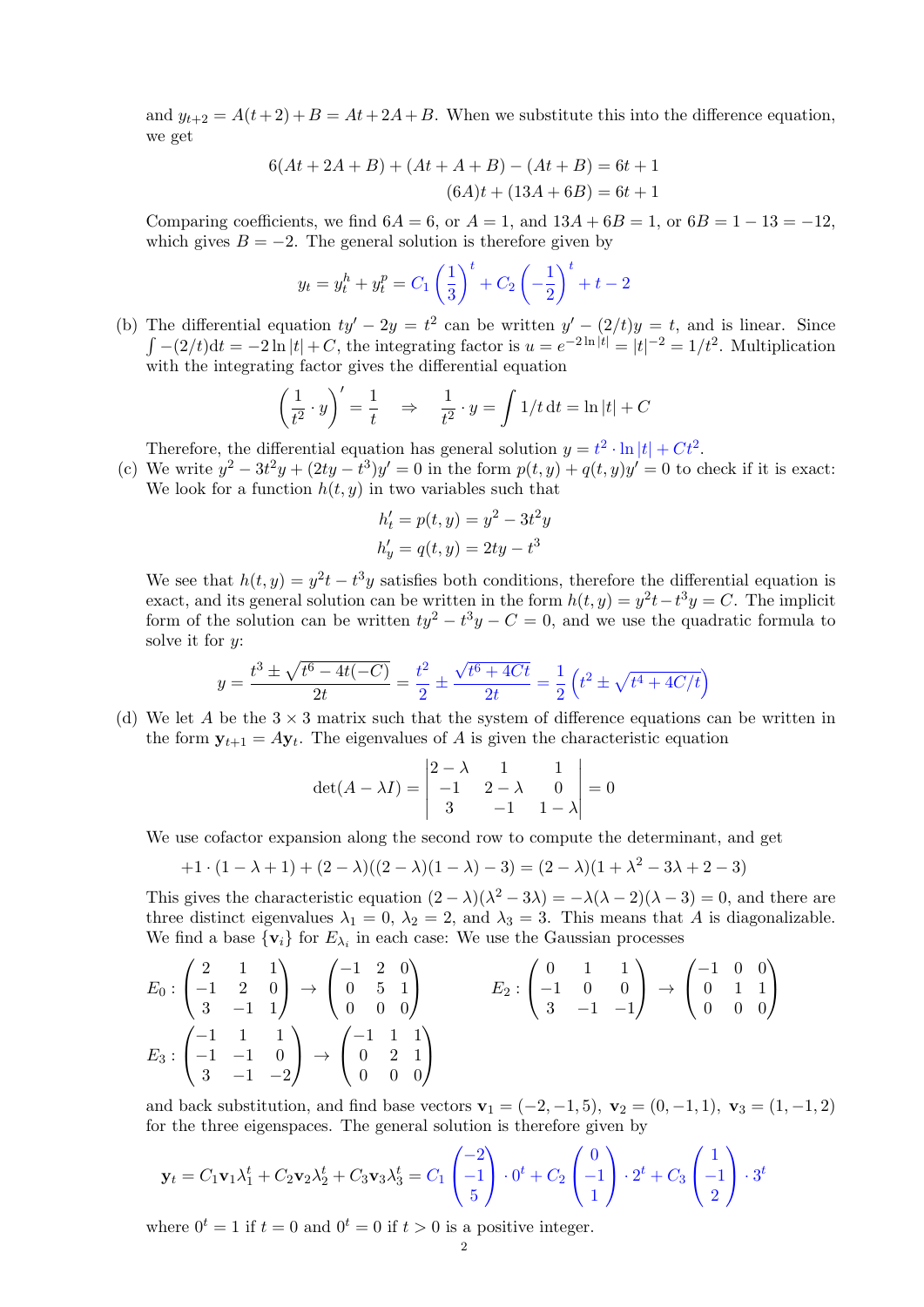and $y_{t+2} = A(t+2) + B = At + 2A + B$. When we substitute this into the difference equation, we get

$$6(At + 2A + B) + (At + A + B) - (At + B) = 6t + 1$$
$$(6A)t + (13A + 6B) = 6t + 1$$

Comparing coefficients, we find $6A = 6$, or $A = 1$, and $13A + 6B = 1$, or $6B = 1 - 13 = -12$, which gives $B = -2$. The general solution is therefore given by

$$y_t = y_t^h + y_t^p = C_1 \left(\frac{1}{3}\right)^t + C_2 \left(-\frac{1}{2}\right)^t + t - 2$$

(b) The differential equation $ty' - 2y = t^2$ can be written $y' - (2/t)y = t$, and is linear. Since $\int -(2/t)\,\mathrm{d}t = -2\ln|t| + C$, the integrating factor is $u = e^{-2\ln|t|} = |t|^{-2} = 1/t^2$. Multiplication with the integrating factor gives the differential equation

$$\left(\frac{1}{t^2} \cdot y\right)' = \frac{1}{t} \quad \Rightarrow \quad \frac{1}{t^2} \cdot y = \int 1/t \,\mathrm{d}t = \ln|t| + C$$

Therefore, the differential equation has general solution $y = t^2 \cdot \ln|t| + Ct^2$.

(c) We write $y^2 - 3t^2y + (2ty - t^3)y' = 0$ in the form $p(t,y) + q(t,y)y' = 0$ to check if it is exact: We look for a function $h(t,y)$ in two variables such that

$$h'_t = p(t,y) = y^2 - 3t^2y$$
$$h'_y = q(t,y) = 2ty - t^3$$

We see that $h(t,y) = y^2t - t^3y$ satisfies both conditions, therefore the differential equation is exact, and its general solution can be written in the form $h(t,y) = y^2t - t^3y = C$. The implicit form of the solution can be written $ty^2 - t^3y - C = 0$, and we use the quadratic formula to solve it for $y$:

$$y = \frac{t^3 \pm \sqrt{t^6 - 4t(-C)}}{2t} = \frac{t^2}{2} \pm \frac{\sqrt{t^6 + 4Ct}}{2t} = \frac{1}{2}\left(t^2 \pm \sqrt{t^4 + 4C/t}\right)$$

(d) We let $A$ be the $3 \times 3$ matrix such that the system of difference equations can be written in the form $\mathbf{y}_{t+1} = A\mathbf{y}_t$. The eigenvalues of $A$ is given the characteristic equation

$$\det(A - \lambda I) = \begin{vmatrix} 2-\lambda & 1 & 1 \\ -1 & 2-\lambda & 0 \\ 3 & -1 & 1-\lambda \end{vmatrix} = 0$$

We use cofactor expansion along the second row to compute the determinant, and get

$$+1 \cdot (1 - \lambda + 1) + (2 - \lambda)((2-\lambda)(1-\lambda) - 3) = (2-\lambda)(1 + \lambda^2 - 3\lambda + 2 - 3)$$

This gives the characteristic equation $(2-\lambda)(\lambda^2 - 3\lambda) = -\lambda(\lambda - 2)(\lambda - 3) = 0$, and there are three distinct eigenvalues $\lambda_1 = 0$, $\lambda_2 = 2$, and $\lambda_3 = 3$. This means that $A$ is diagonalizable. We find a base $\{\mathbf{v}_i\}$ for $E_{\lambda_i}$ in each case: We use the Gaussian processes

$$E_0 : \begin{pmatrix} 2 & 1 & 1 \\ -1 & 2 & 0 \\ 3 & -1 & 1 \end{pmatrix} \to \begin{pmatrix} -1 & 2 & 0 \\ 0 & 5 & 1 \\ 0 & 0 & 0 \end{pmatrix} \qquad E_2 : \begin{pmatrix} 0 & 1 & 1 \\ -1 & 0 & 0 \\ 3 & -1 & -1 \end{pmatrix} \to \begin{pmatrix} -1 & 0 & 0 \\ 0 & 1 & 1 \\ 0 & 0 & 0 \end{pmatrix}$$

$$E_3 : \begin{pmatrix} -1 & 1 & 1 \\ -1 & -1 & 0 \\ 3 & -1 & -2 \end{pmatrix} \to \begin{pmatrix} -1 & 1 & 1 \\ 0 & 2 & 1 \\ 0 & 0 & 0 \end{pmatrix}$$

and back substitution, and find base vectors $\mathbf{v}_1 = (-2, -1, 5)$, $\mathbf{v}_2 = (0, -1, 1)$, $\mathbf{v}_3 = (1, -1, 2)$ for the three eigenspaces. The general solution is therefore given by

$$\mathbf{y}_t = C_1\mathbf{v}_1\lambda_1^t + C_2\mathbf{v}_2\lambda_2^t + C_3\mathbf{v}_3\lambda_3^t = C_1 \begin{pmatrix} -2 \\ -1 \\ 5 \end{pmatrix} \cdot 0^t + C_2 \begin{pmatrix} 0 \\ -1 \\ 1 \end{pmatrix} \cdot 2^t + C_3 \begin{pmatrix} 1 \\ -1 \\ 2 \end{pmatrix} \cdot 3^t$$

where $0^t = 1$ if $t = 0$ and $0^t = 0$ if $t > 0$ is a positive integer.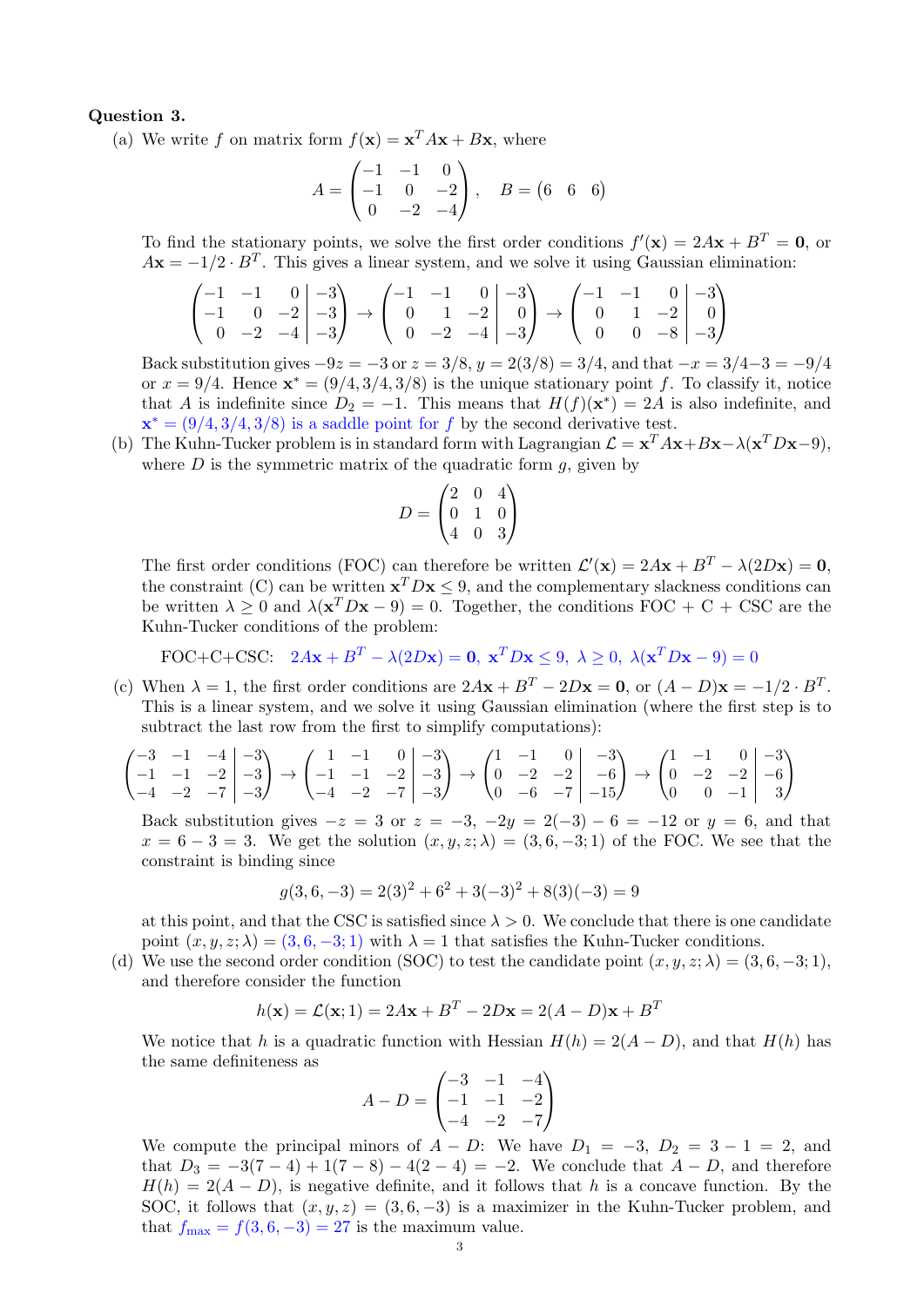**Question 3.**

(a) We write $f$ on matrix form $f(\mathbf{x}) = \mathbf{x}^T A\mathbf{x} + B\mathbf{x}$, where

$$A = \begin{pmatrix} -1 & -1 & 0 \\ -1 & 0 & -2 \\ 0 & -2 & -4 \end{pmatrix}, \quad B = \begin{pmatrix} 6 & 6 & 6 \end{pmatrix}$$

To find the stationary points, we solve the first order conditions $f'(\mathbf{x}) = 2A\mathbf{x} + B^T = \mathbf{0}$, or $A\mathbf{x} = -1/2 \cdot B^T$. This gives a linear system, and we solve it using Gaussian elimination:

$$\left(\begin{array}{ccc|c} -1 & -1 & 0 & -3 \\ -1 & 0 & -2 & -3 \\ 0 & -2 & -4 & -3 \end{array}\right) \to \left(\begin{array}{ccc|c} -1 & -1 & 0 & -3 \\ 0 & 1 & -2 & 0 \\ 0 & -2 & -4 & -3 \end{array}\right) \to \left(\begin{array}{ccc|c} -1 & -1 & 0 & -3 \\ 0 & 1 & -2 & 0 \\ 0 & 0 & -8 & -3 \end{array}\right)$$

Back substitution gives $-9z = -3$ or $z = 3/8$, $y = 2(3/8) = 3/4$, and that $-x = 3/4 - 3 = -9/4$ or $x = 9/4$. Hence $\mathbf{x}^* = (9/4, 3/4, 3/8)$ is the unique stationary point $f$. To classify it, notice that $A$ is indefinite since $D_2 = -1$. This means that $H(f)(\mathbf{x}^*) = 2A$ is also indefinite, and $\mathbf{x}^* = (9/4, 3/4, 3/8)$ is a saddle point for $f$ by the second derivative test.

(b) The Kuhn-Tucker problem is in standard form with Lagrangian $\mathcal{L} = \mathbf{x}^T A\mathbf{x} + B\mathbf{x} - \lambda(\mathbf{x}^T D\mathbf{x} - 9)$, where $D$ is the symmetric matrix of the quadratic form $g$, given by

$$D = \begin{pmatrix} 2 & 0 & 4 \\ 0 & 1 & 0 \\ 4 & 0 & 3 \end{pmatrix}$$

The first order conditions (FOC) can therefore be written $\mathcal{L}'(\mathbf{x}) = 2A\mathbf{x} + B^T - \lambda(2D\mathbf{x}) = \mathbf{0}$, the constraint (C) can be written $\mathbf{x}^T D\mathbf{x} \le 9$, and the complementary slackness conditions can be written $\lambda \ge 0$ and $\lambda(\mathbf{x}^T D\mathbf{x} - 9) = 0$. Together, the conditions FOC + C + CSC are the Kuhn-Tucker conditions of the problem:

FOC+C+CSC: $\;2A\mathbf{x} + B^T - \lambda(2D\mathbf{x}) = \mathbf{0},\ \mathbf{x}^T D\mathbf{x} \le 9,\ \lambda \ge 0,\ \lambda(\mathbf{x}^T D\mathbf{x} - 9) = 0$

(c) When $\lambda = 1$, the first order conditions are $2A\mathbf{x} + B^T - 2D\mathbf{x} = \mathbf{0}$, or $(A - D)\mathbf{x} = -1/2 \cdot B^T$. This is a linear system, and we solve it using Gaussian elimination (where the first step is to subtract the last row from the first to simplify computations):

$$\left(\begin{array}{ccc|c} -3 & -1 & -4 & -3 \\ -1 & -1 & -2 & -3 \\ -4 & -2 & -7 & -3 \end{array}\right) \to \left(\begin{array}{ccc|c} 1 & -1 & 0 & -3 \\ -1 & -1 & -2 & -3 \\ -4 & -2 & -7 & -3 \end{array}\right) \to \left(\begin{array}{ccc|c} 1 & -1 & 0 & -3 \\ 0 & -2 & -2 & -6 \\ 0 & -6 & -7 & -15 \end{array}\right) \to \left(\begin{array}{ccc|c} 1 & -1 & 0 & -3 \\ 0 & -2 & -2 & -6 \\ 0 & 0 & -1 & 3 \end{array}\right)$$

Back substitution gives $-z = 3$ or $z = -3$, $-2y = 2(-3) - 6 = -12$ or $y = 6$, and that $x = 6 - 3 = 3$. We get the solution $(x, y, z; \lambda) = (3, 6, -3; 1)$ of the FOC. We see that the constraint is binding since

$$g(3, 6, -3) = 2(3)^2 + 6^2 + 3(-3)^2 + 8(3)(-3) = 9$$

at this point, and that the CSC is satisfied since $\lambda > 0$. We conclude that there is one candidate point $(x, y, z; \lambda) = (3, 6, -3; 1)$ with $\lambda = 1$ that satisfies the Kuhn-Tucker conditions.

(d) We use the second order condition (SOC) to test the candidate point $(x, y, z; \lambda) = (3, 6, -3; 1)$, and therefore consider the function

$$h(\mathbf{x}) = \mathcal{L}(\mathbf{x}; 1) = 2A\mathbf{x} + B^T - 2D\mathbf{x} = 2(A - D)\mathbf{x} + B^T$$

We notice that $h$ is a quadratic function with Hessian $H(h) = 2(A - D)$, and that $H(h)$ has the same definiteness as

$$A - D = \begin{pmatrix} -3 & -1 & -4 \\ -1 & -1 & -2 \\ -4 & -2 & -7 \end{pmatrix}$$

We compute the principal minors of $A - D$: We have $D_1 = -3$, $D_2 = 3 - 1 = 2$, and that $D_3 = -3(7 - 4) + 1(7 - 8) - 4(2 - 4) = -2$. We conclude that $A - D$, and therefore $H(h) = 2(A - D)$, is negative definite, and it follows that $h$ is a concave function. By the SOC, it follows that $(x, y, z) = (3, 6, -3)$ is a maximizer in the Kuhn-Tucker problem, and that $f_{\max} = f(3, 6, -3) = 27$ is the maximum value.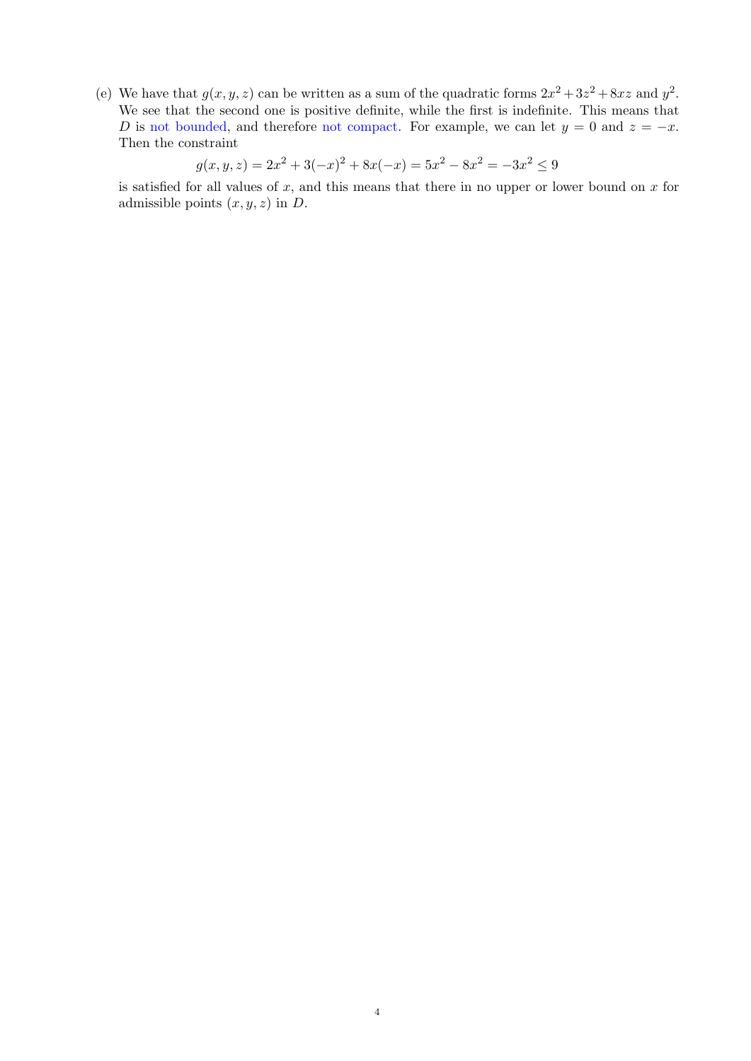(e) We have that $g(x, y, z)$ can be written as a sum of the quadratic forms $2x^2 + 3z^2 + 8xz$ and $y^2$. We see that the second one is positive definite, while the first is indefinite. This means that $D$ is not bounded, and therefore not compact. For example, we can let $y = 0$ and $z = -x$. Then the constraint

$$g(x, y, z) = 2x^2 + 3(-x)^2 + 8x(-x) = 5x^2 - 8x^2 = -3x^2 \leq 9$$

is satisfied for all values of $x$, and this means that there in no upper or lower bound on $x$ for admissible points $(x, y, z)$ in $D$.